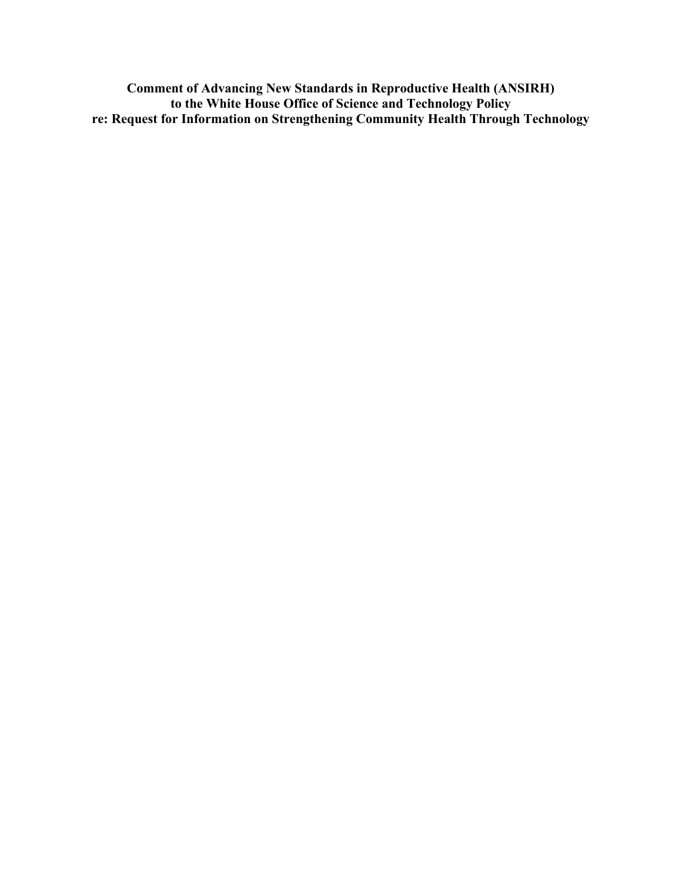**Comment of Advancing New Standards in Reproductive Health (ANSIRH)**
**to the White House Office of Science and Technology Policy**
**re: Request for Information on Strengthening Community Health Through Technology**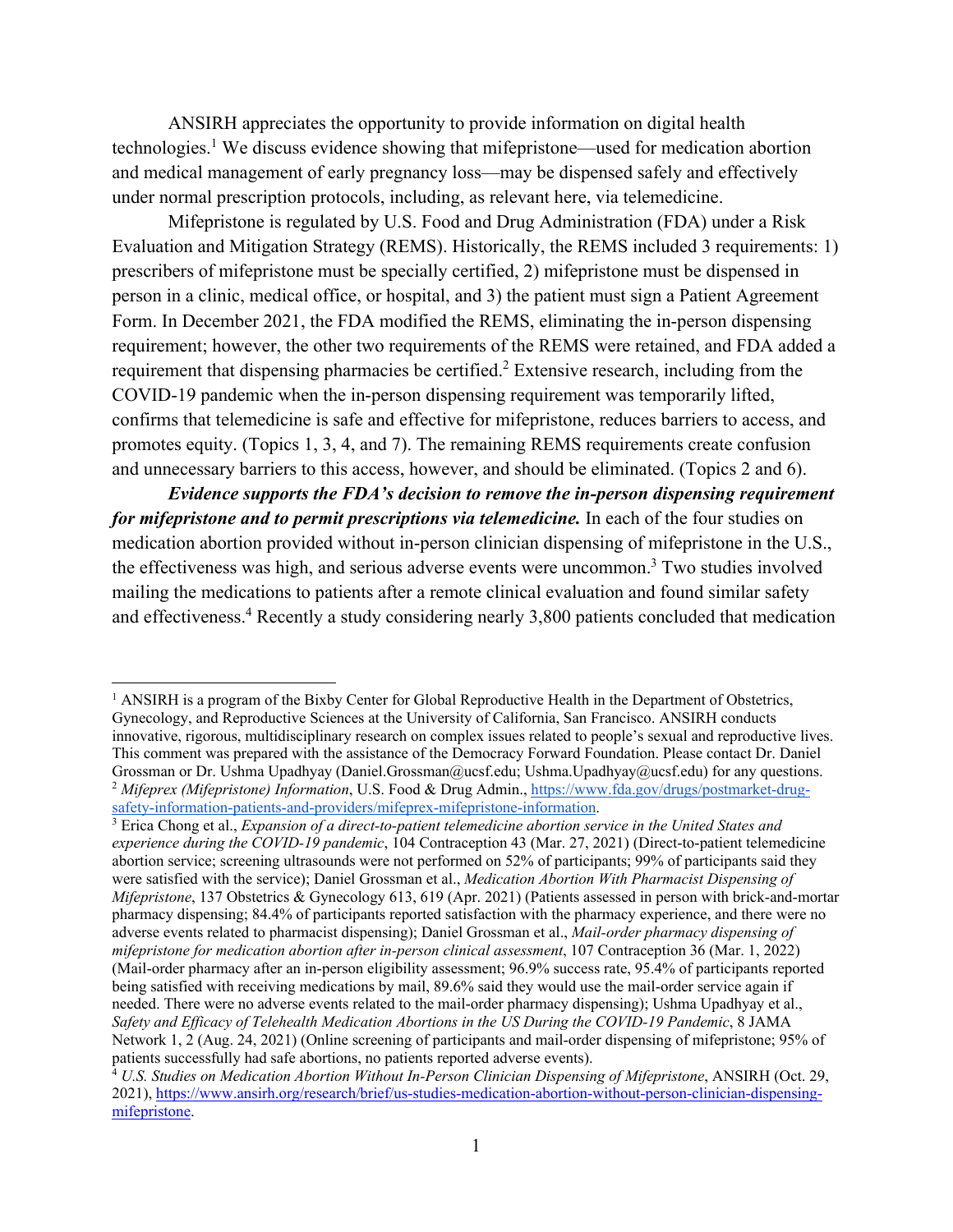ANSIRH appreciates the opportunity to provide information on digital health technologies.[1] We discuss evidence showing that mifepristone—used for medication abortion and medical management of early pregnancy loss—may be dispensed safely and effectively under normal prescription protocols, including, as relevant here, via telemedicine.

Mifepristone is regulated by U.S. Food and Drug Administration (FDA) under a Risk Evaluation and Mitigation Strategy (REMS). Historically, the REMS included 3 requirements: 1) prescribers of mifepristone must be specially certified, 2) mifepristone must be dispensed in person in a clinic, medical office, or hospital, and 3) the patient must sign a Patient Agreement Form. In December 2021, the FDA modified the REMS, eliminating the in-person dispensing requirement; however, the other two requirements of the REMS were retained, and FDA added a requirement that dispensing pharmacies be certified.[2] Extensive research, including from the COVID-19 pandemic when the in-person dispensing requirement was temporarily lifted, confirms that telemedicine is safe and effective for mifepristone, reduces barriers to access, and promotes equity. (Topics 1, 3, 4, and 7). The remaining REMS requirements create confusion and unnecessary barriers to this access, however, and should be eliminated. (Topics 2 and 6).

***Evidence supports the FDA's decision to remove the in-person dispensing requirement for mifepristone and to permit prescriptions via telemedicine.*** In each of the four studies on medication abortion provided without in-person clinician dispensing of mifepristone in the U.S., the effectiveness was high, and serious adverse events were uncommon.[3] Two studies involved mailing the medications to patients after a remote clinical evaluation and found similar safety and effectiveness.[4] Recently a study considering nearly 3,800 patients concluded that medication

---

[1] ANSIRH is a program of the Bixby Center for Global Reproductive Health in the Department of Obstetrics, Gynecology, and Reproductive Sciences at the University of California, San Francisco. ANSIRH conducts innovative, rigorous, multidisciplinary research on complex issues related to people's sexual and reproductive lives. This comment was prepared with the assistance of the Democracy Forward Foundation. Please contact Dr. Daniel Grossman or Dr. Ushma Upadhyay (Daniel.Grossman@ucsf.edu; Ushma.Upadhyay@ucsf.edu) for any questions.

[2] *Mifeprex (Mifepristone) Information*, U.S. Food & Drug Admin., https://www.fda.gov/drugs/postmarket-drug-safety-information-patients-and-providers/mifeprex-mifepristone-information.

[3] Erica Chong et al., *Expansion of a direct-to-patient telemedicine abortion service in the United States and experience during the COVID-19 pandemic*, 104 Contraception 43 (Mar. 27, 2021) (Direct-to-patient telemedicine abortion service; screening ultrasounds were not performed on 52% of participants; 99% of participants said they were satisfied with the service); Daniel Grossman et al., *Medication Abortion With Pharmacist Dispensing of Mifepristone*, 137 Obstetrics & Gynecology 613, 619 (Apr. 2021) (Patients assessed in person with brick-and-mortar pharmacy dispensing; 84.4% of participants reported satisfaction with the pharmacy experience, and there were no adverse events related to pharmacist dispensing); Daniel Grossman et al., *Mail-order pharmacy dispensing of mifepristone for medication abortion after in-person clinical assessment*, 107 Contraception 36 (Mar. 1, 2022) (Mail-order pharmacy after an in-person eligibility assessment; 96.9% success rate, 95.4% of participants reported being satisfied with receiving medications by mail, 89.6% said they would use the mail-order service again if needed. There were no adverse events related to the mail-order pharmacy dispensing); Ushma Upadhyay et al., *Safety and Efficacy of Telehealth Medication Abortions in the US During the COVID-19 Pandemic*, 8 JAMA Network 1, 2 (Aug. 24, 2021) (Online screening of participants and mail-order dispensing of mifepristone; 95% of patients successfully had safe abortions, no patients reported adverse events).

[4] *U.S. Studies on Medication Abortion Without In-Person Clinician Dispensing of Mifepristone*, ANSIRH (Oct. 29, 2021), https://www.ansirh.org/research/brief/us-studies-medication-abortion-without-person-clinician-dispensing-mifepristone.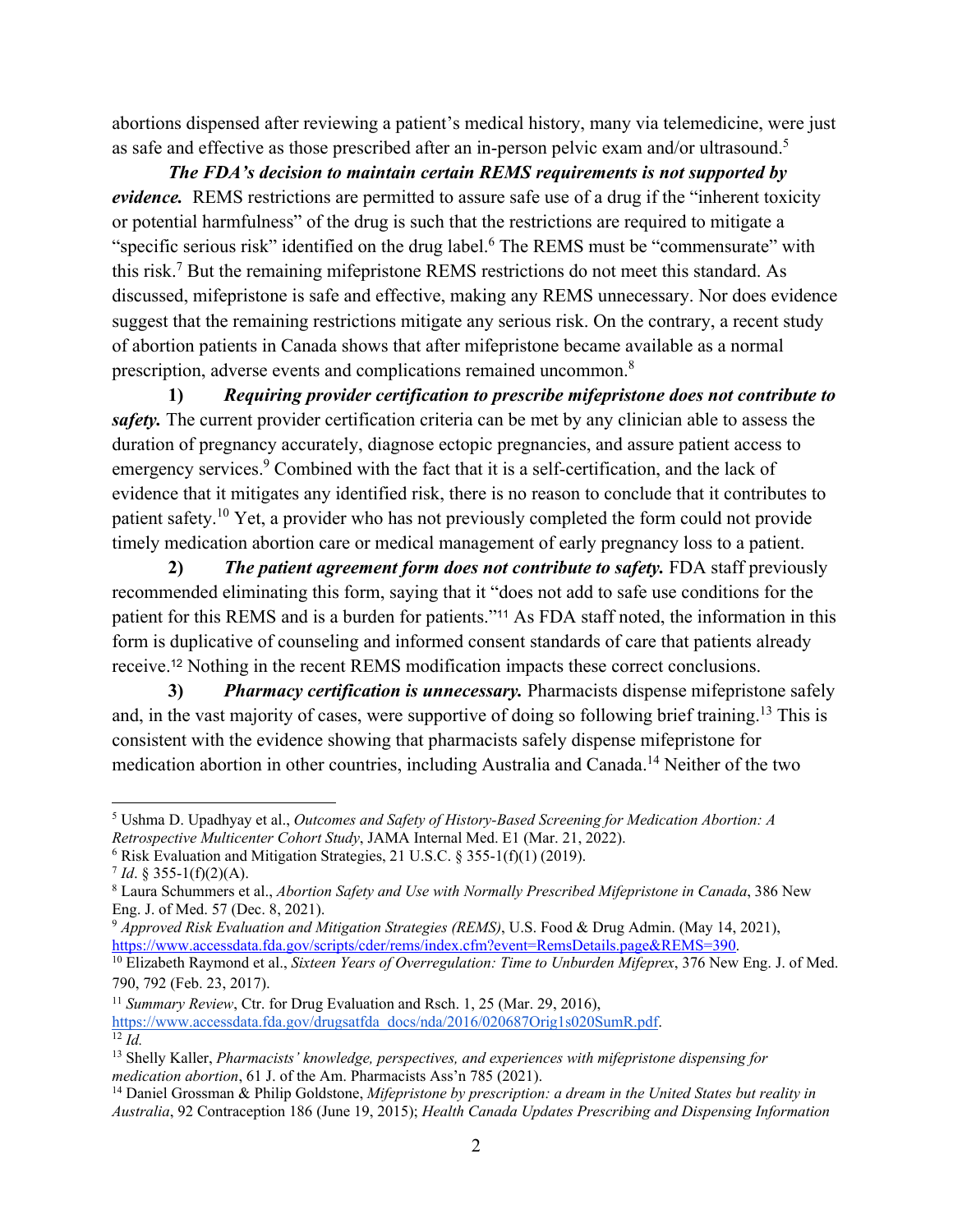abortions dispensed after reviewing a patient's medical history, many via telemedicine, were just as safe and effective as those prescribed after an in-person pelvic exam and/or ultrasound.[5]

***The FDA's decision to maintain certain REMS requirements is not supported by evidence.*** REMS restrictions are permitted to assure safe use of a drug if the "inherent toxicity or potential harmfulness" of the drug is such that the restrictions are required to mitigate a "specific serious risk" identified on the drug label.[6] The REMS must be "commensurate" with this risk.[7] But the remaining mifepristone REMS restrictions do not meet this standard. As discussed, mifepristone is safe and effective, making any REMS unnecessary. Nor does evidence suggest that the remaining restrictions mitigate any serious risk. On the contrary, a recent study of abortion patients in Canada shows that after mifepristone became available as a normal prescription, adverse events and complications remained uncommon.[8]

**1)** ***Requiring provider certification to prescribe mifepristone does not contribute to safety.*** The current provider certification criteria can be met by any clinician able to assess the duration of pregnancy accurately, diagnose ectopic pregnancies, and assure patient access to emergency services.[9] Combined with the fact that it is a self-certification, and the lack of evidence that it mitigates any identified risk, there is no reason to conclude that it contributes to patient safety.[10] Yet, a provider who has not previously completed the form could not provide timely medication abortion care or medical management of early pregnancy loss to a patient.

**2)** ***The patient agreement form does not contribute to safety.*** FDA staff previously recommended eliminating this form, saying that it "does not add to safe use conditions for the patient for this REMS and is a burden for patients."[11] As FDA staff noted, the information in this form is duplicative of counseling and informed consent standards of care that patients already receive.[12] Nothing in the recent REMS modification impacts these correct conclusions.

**3)** ***Pharmacy certification is unnecessary.*** Pharmacists dispense mifepristone safely and, in the vast majority of cases, were supportive of doing so following brief training.[13] This is consistent with the evidence showing that pharmacists safely dispense mifepristone for medication abortion in other countries, including Australia and Canada.[14] Neither of the two

---

[5] Ushma D. Upadhyay et al., *Outcomes and Safety of History-Based Screening for Medication Abortion: A Retrospective Multicenter Cohort Study*, JAMA Internal Med. E1 (Mar. 21, 2022).

[6] Risk Evaluation and Mitigation Strategies, 21 U.S.C. § 355-1(f)(1) (2019).

[7] *Id*. § 355-1(f)(2)(A).

[8] Laura Schummers et al., *Abortion Safety and Use with Normally Prescribed Mifepristone in Canada*, 386 New Eng. J. of Med. 57 (Dec. 8, 2021).

[9] *Approved Risk Evaluation and Mitigation Strategies (REMS)*, U.S. Food & Drug Admin. (May 14, 2021), https://www.accessdata.fda.gov/scripts/cder/rems/index.cfm?event=RemsDetails.page&REMS=390.

[10] Elizabeth Raymond et al., *Sixteen Years of Overregulation: Time to Unburden Mifeprex*, 376 New Eng. J. of Med. 790, 792 (Feb. 23, 2017).

[11] *Summary Review*, Ctr. for Drug Evaluation and Rsch. 1, 25 (Mar. 29, 2016), https://www.accessdata.fda.gov/drugsatfda_docs/nda/2016/020687Orig1s020SumR.pdf.

[12] *Id.*

[13] Shelly Kaller, *Pharmacists' knowledge, perspectives, and experiences with mifepristone dispensing for medication abortion*, 61 J. of the Am. Pharmacists Ass'n 785 (2021).

[14] Daniel Grossman & Philip Goldstone, *Mifepristone by prescription: a dream in the United States but reality in Australia*, 92 Contraception 186 (June 19, 2015); *Health Canada Updates Prescribing and Dispensing Information*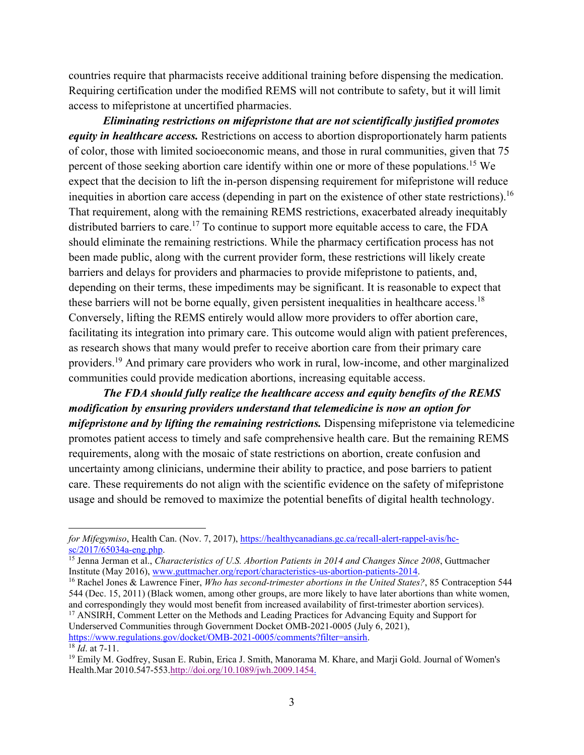countries require that pharmacists receive additional training before dispensing the medication. Requiring certification under the modified REMS will not contribute to safety, but it will limit access to mifepristone at uncertified pharmacies.

***Eliminating restrictions on mifepristone that are not scientifically justified promotes equity in healthcare access.*** Restrictions on access to abortion disproportionately harm patients of color, those with limited socioeconomic means, and those in rural communities, given that 75 percent of those seeking abortion care identify within one or more of these populations.[15] We expect that the decision to lift the in-person dispensing requirement for mifepristone will reduce inequities in abortion care access (depending in part on the existence of other state restrictions).[16] That requirement, along with the remaining REMS restrictions, exacerbated already inequitably distributed barriers to care.[17] To continue to support more equitable access to care, the FDA should eliminate the remaining restrictions. While the pharmacy certification process has not been made public, along with the current provider form, these restrictions will likely create barriers and delays for providers and pharmacies to provide mifepristone to patients, and, depending on their terms, these impediments may be significant. It is reasonable to expect that these barriers will not be borne equally, given persistent inequalities in healthcare access.[18] Conversely, lifting the REMS entirely would allow more providers to offer abortion care, facilitating its integration into primary care. This outcome would align with patient preferences, as research shows that many would prefer to receive abortion care from their primary care providers.[19] And primary care providers who work in rural, low-income, and other marginalized communities could provide medication abortions, increasing equitable access.

***The FDA should fully realize the healthcare access and equity benefits of the REMS modification by ensuring providers understand that telemedicine is now an option for mifepristone and by lifting the remaining restrictions.*** Dispensing mifepristone via telemedicine promotes patient access to timely and safe comprehensive health care. But the remaining REMS requirements, along with the mosaic of state restrictions on abortion, create confusion and uncertainty among clinicians, undermine their ability to practice, and pose barriers to patient care. These requirements do not align with the scientific evidence on the safety of mifepristone usage and should be removed to maximize the potential benefits of digital health technology.

---

*for Mifegymiso*, Health Can. (Nov. 7, 2017), https://healthycanadians.gc.ca/recall-alert-rappel-avis/hc-sc/2017/65034a-eng.php.

[15] Jenna Jerman et al., *Characteristics of U.S. Abortion Patients in 2014 and Changes Since 2008*, Guttmacher Institute (May 2016), www.guttmacher.org/report/characteristics-us-abortion-patients-2014.

[16] Rachel Jones & Lawrence Finer, *Who has second-trimester abortions in the United States?*, 85 Contraception 544 544 (Dec. 15, 2011) (Black women, among other groups, are more likely to have later abortions than white women, and correspondingly they would most benefit from increased availability of first-trimester abortion services).

[17] ANSIRH, Comment Letter on the Methods and Leading Practices for Advancing Equity and Support for Underserved Communities through Government Docket OMB-2021-0005 (July 6, 2021), https://www.regulations.gov/docket/OMB-2021-0005/comments?filter=ansirh.

[18] *Id*. at 7-11.

[19] Emily M. Godfrey, Susan E. Rubin, Erica J. Smith, Manorama M. Khare, and Marji Gold. Journal of Women's Health.Mar 2010.547-553.http://doi.org/10.1089/jwh.2009.1454.